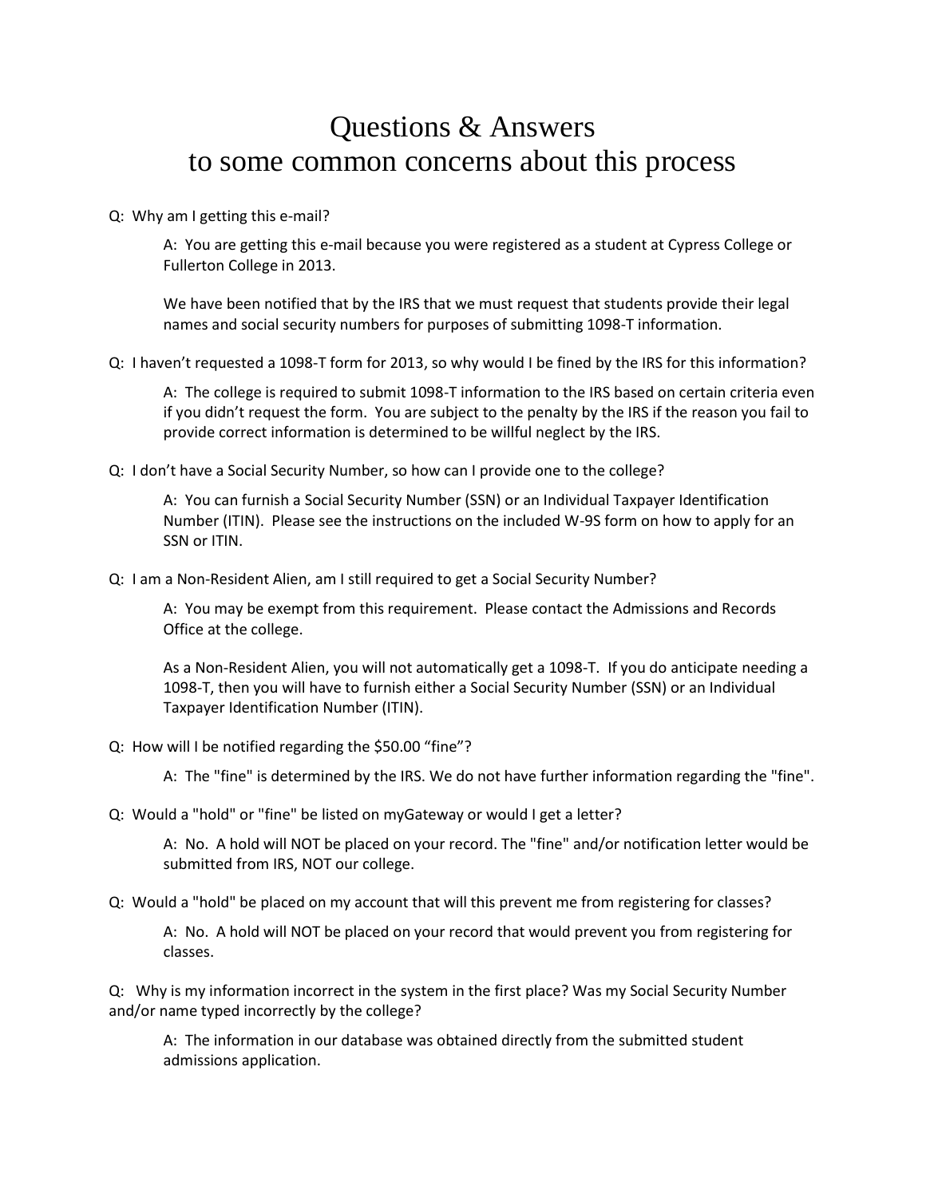# Questions & Answers
# to some common concerns about this process

Q: Why am I getting this e-mail?

> A: You are getting this e-mail because you were registered as a student at Cypress College or Fullerton College in 2013.
>
> We have been notified that by the IRS that we must request that students provide their legal names and social security numbers for purposes of submitting 1098-T information.

Q: I haven't requested a 1098-T form for 2013, so why would I be fined by the IRS for this information?

> A: The college is required to submit 1098-T information to the IRS based on certain criteria even if you didn't request the form. You are subject to the penalty by the IRS if the reason you fail to provide correct information is determined to be willful neglect by the IRS.

Q: I don't have a Social Security Number, so how can I provide one to the college?

> A: You can furnish a Social Security Number (SSN) or an Individual Taxpayer Identification Number (ITIN). Please see the instructions on the included W-9S form on how to apply for an SSN or ITIN.

Q: I am a Non-Resident Alien, am I still required to get a Social Security Number?

> A: You may be exempt from this requirement. Please contact the Admissions and Records Office at the college.
>
> As a Non-Resident Alien, you will not automatically get a 1098-T. If you do anticipate needing a 1098-T, then you will have to furnish either a Social Security Number (SSN) or an Individual Taxpayer Identification Number (ITIN).

Q: How will I be notified regarding the $50.00 "fine"?

> A: The "fine" is determined by the IRS. We do not have further information regarding the "fine".

Q: Would a "hold" or "fine" be listed on myGateway or would I get a letter?

> A: No. A hold will NOT be placed on your record. The "fine" and/or notification letter would be submitted from IRS, NOT our college.

Q: Would a "hold" be placed on my account that will this prevent me from registering for classes?

> A: No. A hold will NOT be placed on your record that would prevent you from registering for classes.

Q: Why is my information incorrect in the system in the first place? Was my Social Security Number and/or name typed incorrectly by the college?

> A: The information in our database was obtained directly from the submitted student admissions application.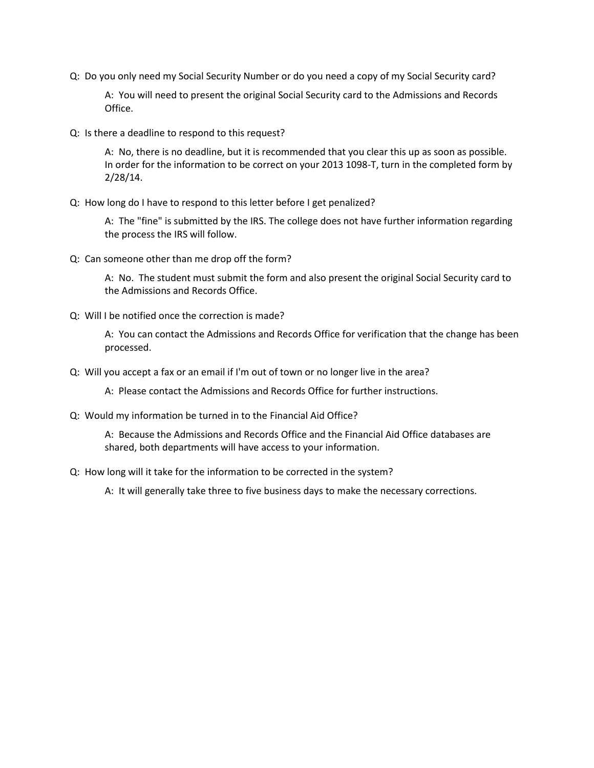Q: Do you only need my Social Security Number or do you need a copy of my Social Security card?

A: You will need to present the original Social Security card to the Admissions and Records Office.

Q: Is there a deadline to respond to this request?

A: No, there is no deadline, but it is recommended that you clear this up as soon as possible. In order for the information to be correct on your 2013 1098-T, turn in the completed form by 2/28/14.

Q: How long do I have to respond to this letter before I get penalized?

A: The "fine" is submitted by the IRS. The college does not have further information regarding the process the IRS will follow.

Q: Can someone other than me drop off the form?

A: No. The student must submit the form and also present the original Social Security card to the Admissions and Records Office.

Q: Will I be notified once the correction is made?

A: You can contact the Admissions and Records Office for verification that the change has been processed.

Q: Will you accept a fax or an email if I'm out of town or no longer live in the area?

A: Please contact the Admissions and Records Office for further instructions.

Q: Would my information be turned in to the Financial Aid Office?

A: Because the Admissions and Records Office and the Financial Aid Office databases are shared, both departments will have access to your information.

Q: How long will it take for the information to be corrected in the system?

A: It will generally take three to five business days to make the necessary corrections.